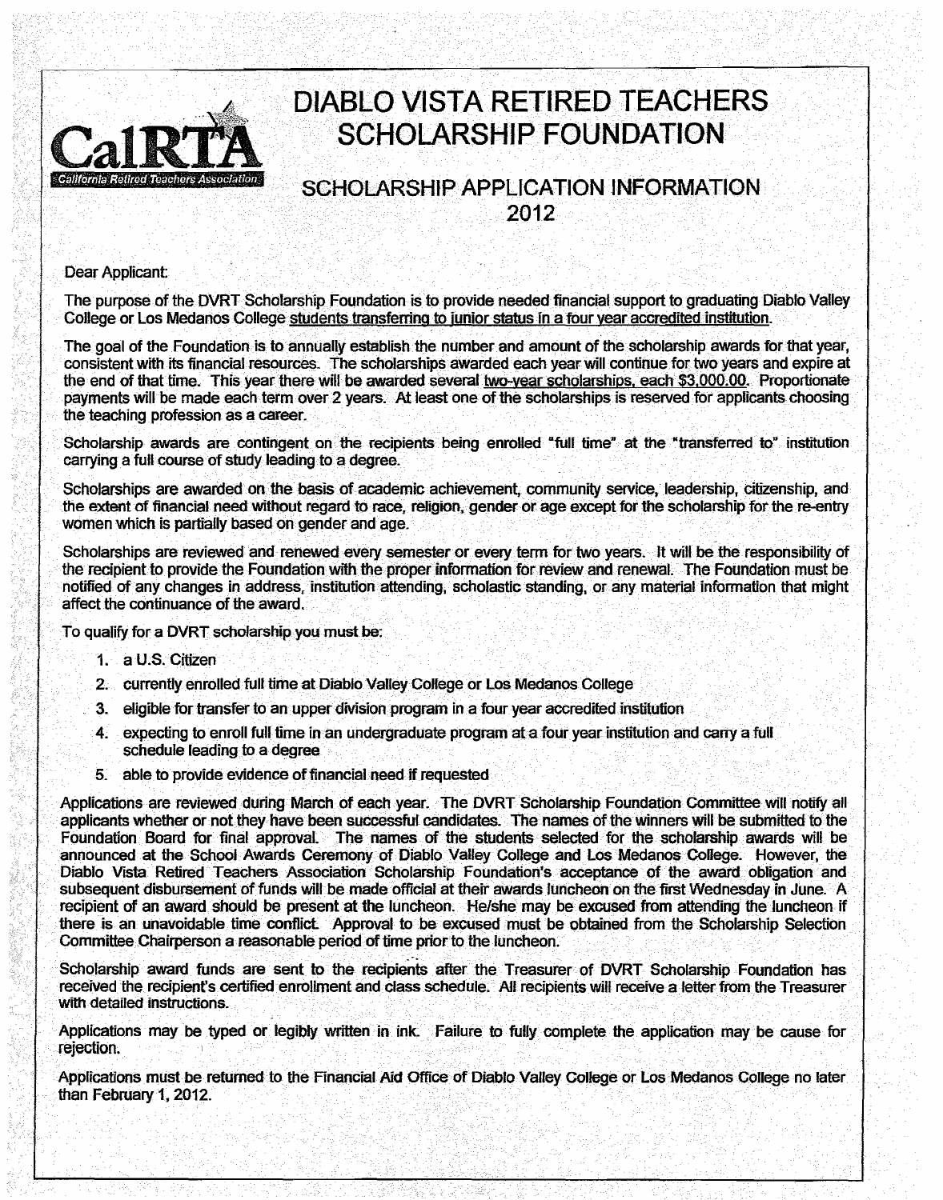CalRTA

California Retired Teachers Association

# DIABLO VISTA RETIRED TEACHERS SCHOLARSHIP FOUNDATION

## SCHOLARSHIP APPLICATION INFORMATION 2012

Dear Applicant:

The purpose of the DVRT Scholarship Foundation is to provide needed financial support to graduating Diablo Valley College or Los Medanos College students transferring to junior status in a four year accredited institution.

The goal of the Foundation is to annually establish the number and amount of the scholarship awards for that year, consistent with its financial resources. The scholarships awarded each year will continue for two years and expire at the end of that time. This year there will be awarded several two-year scholarships, each $3,000.00. Proportionate payments will be made each term over 2 years. At least one of the scholarships is reserved for applicants choosing the teaching profession as a career.

Scholarship awards are contingent on the recipients being enrolled "full time" at the "transferred to" institution carrying a full course of study leading to a degree.

Scholarships are awarded on the basis of academic achievement, community service, leadership, citizenship, and the extent of financial need without regard to race, religion, gender or age except for the scholarship for the re-entry women which is partially based on gender and age.

Scholarships are reviewed and renewed every semester or every term for two years. It will be the responsibility of the recipient to provide the Foundation with the proper information for review and renewal. The Foundation must be notified of any changes in address, institution attending, scholastic standing, or any material information that might affect the continuance of the award.

To qualify for a DVRT scholarship you must be:

1. a U.S. Citizen
2. currently enrolled full time at Diablo Valley College or Los Medanos College
3. eligible for transfer to an upper division program in a four year accredited institution
4. expecting to enroll full time in an undergraduate program at a four year institution and carry a full schedule leading to a degree
5. able to provide evidence of financial need if requested

Applications are reviewed during March of each year. The DVRT Scholarship Foundation Committee will notify all applicants whether or not they have been successful candidates. The names of the winners will be submitted to the Foundation Board for final approval. The names of the students selected for the scholarship awards will be announced at the School Awards Ceremony of Diablo Valley College and Los Medanos College. However, the Diablo Vista Retired Teachers Association Scholarship Foundation's acceptance of the award obligation and subsequent disbursement of funds will be made official at their awards luncheon on the first Wednesday in June. A recipient of an award should be present at the luncheon. He/she may be excused from attending the luncheon if there is an unavoidable time conflict. Approval to be excused must be obtained from the Scholarship Selection Committee Chairperson a reasonable period of time prior to the luncheon.

Scholarship award funds are sent to the recipients after the Treasurer of DVRT Scholarship Foundation has received the recipient's certified enrollment and class schedule. All recipients will receive a letter from the Treasurer with detailed instructions.

Applications may be typed or legibly written in ink. Failure to fully complete the application may be cause for rejection.

Applications must be returned to the Financial Aid Office of Diablo Valley College or Los Medanos College no later than February 1, 2012.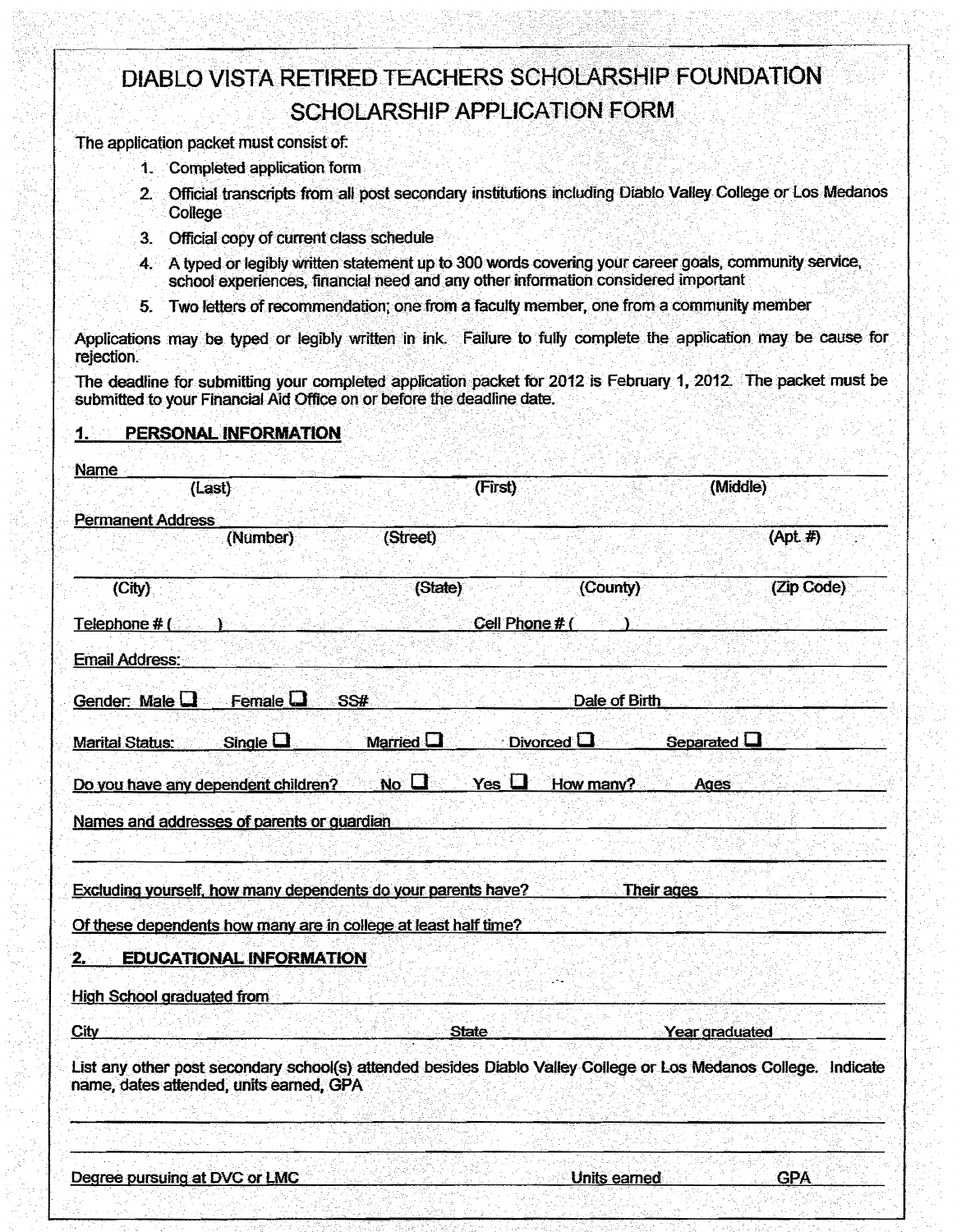# DIABLO VISTA RETIRED TEACHERS SCHOLARSHIP FOUNDATION
## SCHOLARSHIP APPLICATION FORM

The application packet must consist of:

1. Completed application form
2. Official transcripts from all post secondary institutions including Diablo Valley College or Los Medanos College
3. Official copy of current class schedule
4. A typed or legibly written statement up to 300 words covering your career goals, community service, school experiences, financial need and any other information considered important
5. Two letters of recommendation; one from a faculty member, one from a community member

Applications may be typed or legibly written in ink. Failure to fully complete the application may be cause for rejection.

The deadline for submitting your completed application packet for 2012 is February 1, 2012. The packet must be submitted to your Financial Aid Office on or before the deadline date.

### 1. PERSONAL INFORMATION

Name ______________________________________________
(Last) (First) (Middle)

Permanent Address ______________________________________________
(Number) (Street) (Apt. #)

______________________________________________
(City) (State) (County) (Zip Code)

Telephone # ( ) ____________________ Cell Phone # ( ) ____________________

Email Address: ______________________________________________

Gender: Male ☐ Female ☐ SS# ____________________ Date of Birth ____________________

Marital Status: Single ☐ Married ☐ Divorced ☐ Separated ☐

Do you have any dependent children? No ☐ Yes ☐ How many? ______ Ages ______

Names and addresses of parents or guardian ______________________________________________

______________________________________________

Excluding yourself, how many dependents do your parents have? ______ Their ages ______

Of these dependents how many are in college at least half time? ______

### 2. EDUCATIONAL INFORMATION

High School graduated from ______________________________________________

City ____________________ State ____________________ Year graduated ____________________

List any other post secondary school(s) attended besides Diablo Valley College or Los Medanos College. Indicate name, dates attended, units earned, GPA

______________________________________________

______________________________________________

Degree pursuing at DVC or LMC ____________________ Units earned ______ GPA ______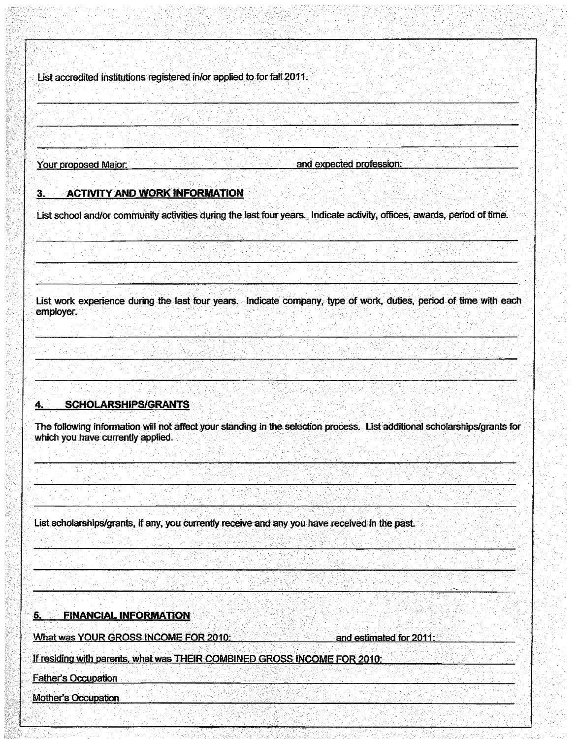List accredited institutions registered in/or applied to for fall 2011.

_______________________________________________

_______________________________________________

_______________________________________________

Your proposed Major: ____________________ and expected profession: ____________________

## 3. ACTIVITY AND WORK INFORMATION

List school and/or community activities during the last four years. Indicate activity, offices, awards, period of time.

_______________________________________________

_______________________________________________

_______________________________________________

List work experience during the last four years. Indicate company, type of work, duties, period of time with each employer.

_______________________________________________

_______________________________________________

_______________________________________________

## 4. SCHOLARSHIPS/GRANTS

The following information will not affect your standing in the selection process. List additional scholarships/grants for which you have currently applied.

_______________________________________________

_______________________________________________

_______________________________________________

List scholarships/grants, if any, you currently receive and any you have received in the past.

_______________________________________________

_______________________________________________

_______________________________________________

## 5. FINANCIAL INFORMATION

What was YOUR GROSS INCOME FOR 2010: ____________________ and estimated for 2011: ____________________

If residing with parents, what was THEIR COMBINED GROSS INCOME FOR 2010: ____________________

Father's Occupation ____________________

Mother's Occupation ____________________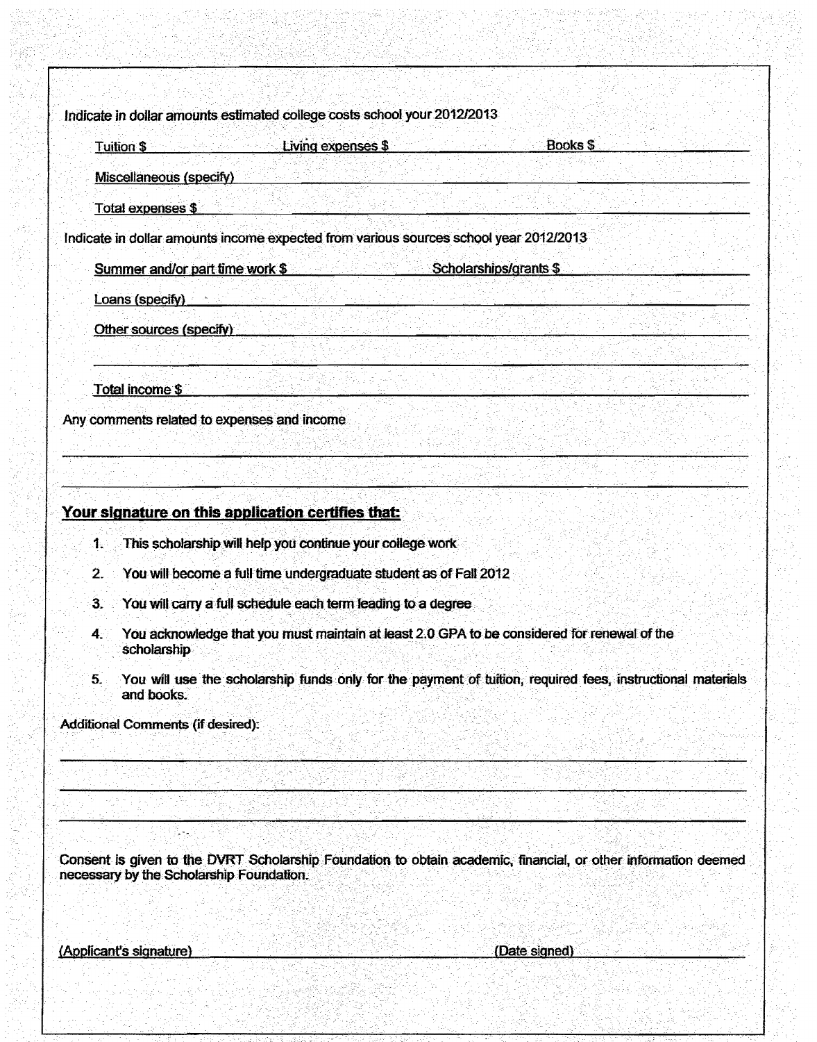Indicate in dollar amounts estimated college costs school your 2012/2013

Tuition $ \_\_\_\_\_\_\_\_\_\_ Living expenses $ \_\_\_\_\_\_\_\_\_\_ Books $ \_\_\_\_\_\_\_\_\_\_

Miscellaneous (specify) \_\_\_\_\_\_\_\_\_\_

Total expenses $ \_\_\_\_\_\_\_\_\_\_

Indicate in dollar amounts income expected from various sources school year 2012/2013

Summer and/or part time work $ \_\_\_\_\_\_\_\_\_\_ Scholarships/grants $ \_\_\_\_\_\_\_\_\_\_

Loans (specify) \_\_\_\_\_\_\_\_\_\_

Other sources (specify) \_\_\_\_\_\_\_\_\_\_

\_\_\_\_\_\_\_\_\_\_

Total income $ \_\_\_\_\_\_\_\_\_\_

Any comments related to expenses and income

\_\_\_\_\_\_\_\_\_\_

\_\_\_\_\_\_\_\_\_\_

**Your signature on this application certifies that:**

1. This scholarship will help you continue your college work
2. You will become a full time undergraduate student as of Fall 2012
3. You will carry a full schedule each term leading to a degree
4. You acknowledge that you must maintain at least 2.0 GPA to be considered for renewal of the scholarship
5. You will use the scholarship funds only for the payment of tuition, required fees, instructional materials and books.

Additional Comments (if desired):

\_\_\_\_\_\_\_\_\_\_

\_\_\_\_\_\_\_\_\_\_

\_\_\_\_\_\_\_\_\_\_

Consent is given to the DVRT Scholarship Foundation to obtain academic, financial, or other information deemed necessary by the Scholarship Foundation.

(Applicant's signature) \_\_\_\_\_\_\_\_\_\_ (Date signed) \_\_\_\_\_\_\_\_\_\_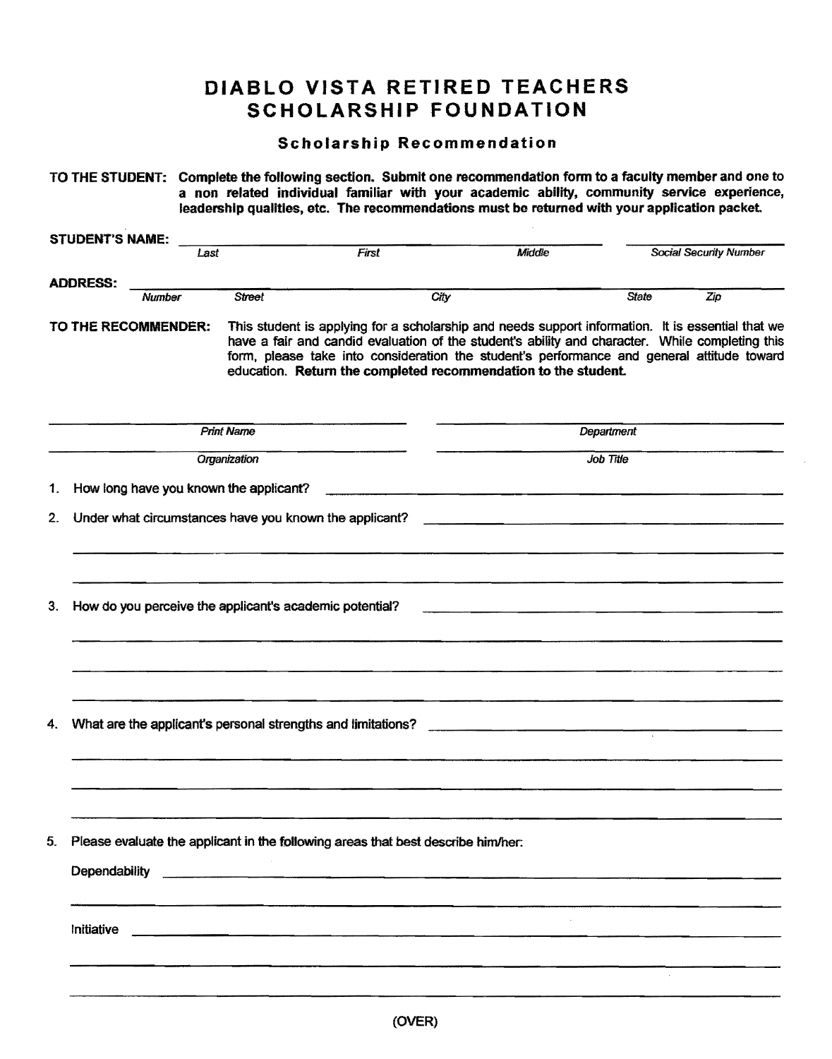# DIABLO VISTA RETIRED TEACHERS SCHOLARSHIP FOUNDATION

### Scholarship Recommendation

**TO THE STUDENT: Complete the following section. Submit one recommendation form to a faculty member and one to a non related individual familiar with your academic ability, community service experience, leadership qualities, etc. The recommendations must be returned with your application packet.**

**STUDENT'S NAME:** ______________________________________________ ____________________

*Last* *First* *Middle* *Social Security Number*

**ADDRESS:** ______________________________________________________________

*Number* *Street* *City* *State* *Zip*

**TO THE RECOMMENDER:** This student is applying for a scholarship and needs support information. It is essential that we have a fair and candid evaluation of the student's ability and character. While completing this form, please take into consideration the student's performance and general attitude toward education. **Return the completed recommendation to the student.**

______________________________ ______________________________

*Print Name* *Department*

______________________________ ______________________________

*Organization* *Job Title*

1. How long have you known the applicant? ______________________________

2. Under what circumstances have you known the applicant? ______________________________

______________________________________________________________

______________________________________________________________

3. How do you perceive the applicant's academic potential? ______________________________

______________________________________________________________

______________________________________________________________

______________________________________________________________

4. What are the applicant's personal strengths and limitations? ______________________________

______________________________________________________________

______________________________________________________________

______________________________________________________________

5. Please evaluate the applicant in the following areas that best describe him/her:

   Dependability ______________________________________________________________

   ______________________________________________________________

   Initiative ______________________________________________________________

   ______________________________________________________________

   ______________________________________________________________

(OVER)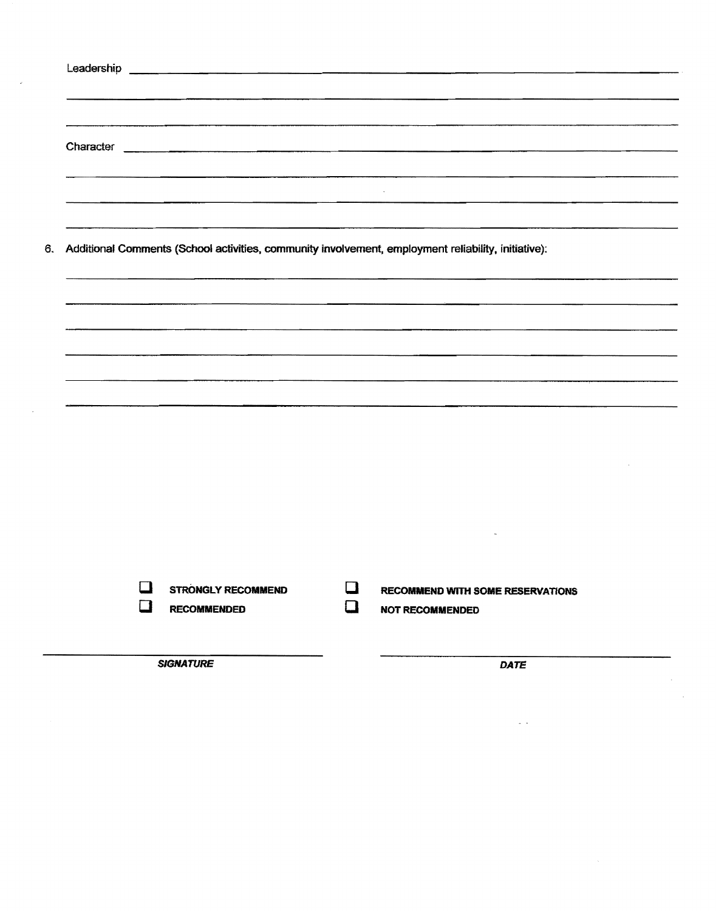Leadership ______________________________________________________________

_________________________________________________________________________

_________________________________________________________________________

Character _______________________________________________________________

_________________________________________________________________________

_________________________________________________________________________

_________________________________________________________________________

6. Additional Comments (School activities, community involvement, employment reliability, initiative):

_________________________________________________________________________

_________________________________________________________________________

_________________________________________________________________________

_________________________________________________________________________

_________________________________________________________________________

_________________________________________________________________________

- ☐ **STRONGLY RECOMMEND**
- ☐ **RECOMMENDED**
- ☐ **RECOMMEND WITH SOME RESERVATIONS**
- ☐ **NOT RECOMMENDED**

_______________________________ 　　　 _______________________________

***SIGNATURE*** 　　　　　　　　　　　　　　　　 ***DATE***